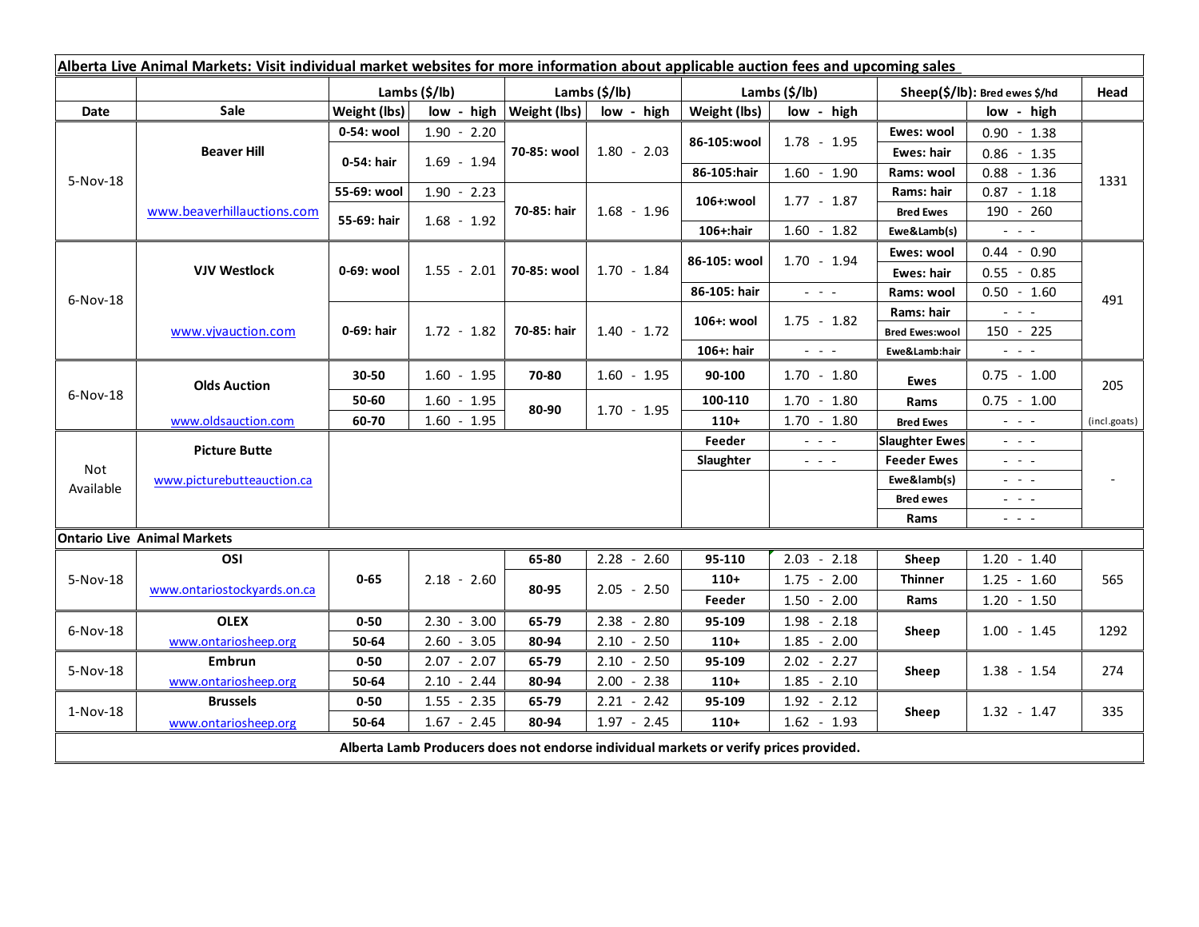**Alberta Live Animal Markets: Visit individual market websites for more information about applicable auction fees and upcoming sales**

| | | Lambs ($/lb) | | Lambs ($/lb) | | Lambs ($/lb) | | Sheep($/lb): Bred ewes $/hd | | Head |
|---|---|---|---|---|---|---|---|---|---|---|
| Date | Sale | Weight (lbs) | low - high | Weight (lbs) | low - high | Weight (lbs) | low - high | | low - high | |
| 5-Nov-18 | Beaver Hill | 0-54: wool | 1.90 - 2.20 | 70-85: wool | 1.80 - 2.03 | 86-105:wool | 1.78 - 1.95 | Ewes: wool | 0.90 - 1.38 | 1331 |
| | | 0-54: hair | 1.69 - 1.94 | | | | | Ewes: hair | 0.86 - 1.35 | |
| | | | | | | 86-105:hair | 1.60 - 1.90 | Rams: wool | 0.88 - 1.36 | |
| | www.beaverhillauctions.com | 55-69: wool | 1.90 - 2.23 | 70-85: hair | 1.68 - 1.96 | 106+:wool | 1.77 - 1.87 | Rams: hair | 0.87 - 1.18 | |
| | | 55-69: hair | 1.68 - 1.92 | | | | | Bred Ewes | 190 - 260 | |
| | | | | | | 106+:hair | 1.60 - 1.82 | Ewe&Lamb(s) | - - - | |
| 6-Nov-18 | VJV Westlock | 0-69: wool | 1.55 - 2.01 | 70-85: wool | 1.70 - 1.84 | 86-105: wool | 1.70 - 1.94 | Ewes: wool | 0.44 - 0.90 | 491 |
| | | | | | | | | Ewes: hair | 0.55 - 0.85 | |
| | | | | | | 86-105: hair | - - - | Rams: wool | 0.50 - 1.60 | |
| | www.vjvauction.com | 0-69: hair | 1.72 - 1.82 | 70-85: hair | 1.40 - 1.72 | 106+: wool | 1.75 - 1.82 | Rams: hair | - - - | |
| | | | | | | | | Bred Ewes:wool | 150 - 225 | |
| | | | | | | 106+: hair | - - - | Ewe&Lamb:hair | - - - | |
| 6-Nov-18 | Olds Auction | 30-50 | 1.60 - 1.95 | 70-80 | 1.60 - 1.95 | 90-100 | 1.70 - 1.80 | Ewes | 0.75 - 1.00 | 205 |
| | | 50-60 | 1.60 - 1.95 | 80-90 | 1.70 - 1.95 | 100-110 | 1.70 - 1.80 | Rams | 0.75 - 1.00 | |
| | www.oldsauction.com | 60-70 | 1.60 - 1.95 | | | 110+ | 1.70 - 1.80 | Bred Ewes | - - - | (incl.goats) |
| Not Available | Picture Butte | | | | | Feeder | - - - | Slaughter Ewes | - - - | - |
| | www.picturebutteauction.ca | | | | | Slaughter | - - - | Feeder Ewes | - - - | |
| | | | | | | | | Ewe&lamb(s) | - - - | |
| | | | | | | | | Bred ewes | - - - | |
| | | | | | | | | Rams | - - - | |
| **Ontario Live Animal Markets** | | | | | | | | | | |
| 5-Nov-18 | OSI | 0-65 | 2.18 - 2.60 | 65-80 | 2.28 - 2.60 | 95-110 | 2.03 - 2.18 | Sheep | 1.20 - 1.40 | 565 |
| | www.ontariostockyards.on.ca | | | 80-95 | 2.05 - 2.50 | 110+ | 1.75 - 2.00 | Thinner | 1.25 - 1.60 | |
| | | | | | | Feeder | 1.50 - 2.00 | Rams | 1.20 - 1.50 | |
| 6-Nov-18 | OLEX | 0-50 | 2.30 - 3.00 | 65-79 | 2.38 - 2.80 | 95-109 | 1.98 - 2.18 | Sheep | 1.00 - 1.45 | 1292 |
| | www.ontariosheep.org | 50-64 | 2.60 - 3.05 | 80-94 | 2.10 - 2.50 | 110+ | 1.85 - 2.00 | | | |
| 5-Nov-18 | Embrun | 0-50 | 2.07 - 2.07 | 65-79 | 2.10 - 2.50 | 95-109 | 2.02 - 2.27 | Sheep | 1.38 - 1.54 | 274 |
| | www.ontariosheep.org | 50-64 | 2.10 - 2.44 | 80-94 | 2.00 - 2.38 | 110+ | 1.85 - 2.10 | | | |
| 1-Nov-18 | Brussels | 0-50 | 1.55 - 2.35 | 65-79 | 2.21 - 2.42 | 95-109 | 1.92 - 2.12 | Sheep | 1.32 - 1.47 | 335 |
| | www.ontariosheep.org | 50-64 | 1.67 - 2.45 | 80-94 | 1.97 - 2.45 | 110+ | 1.62 - 1.93 | | | |

**Alberta Lamb Producers does not endorse individual markets or verify prices provided.**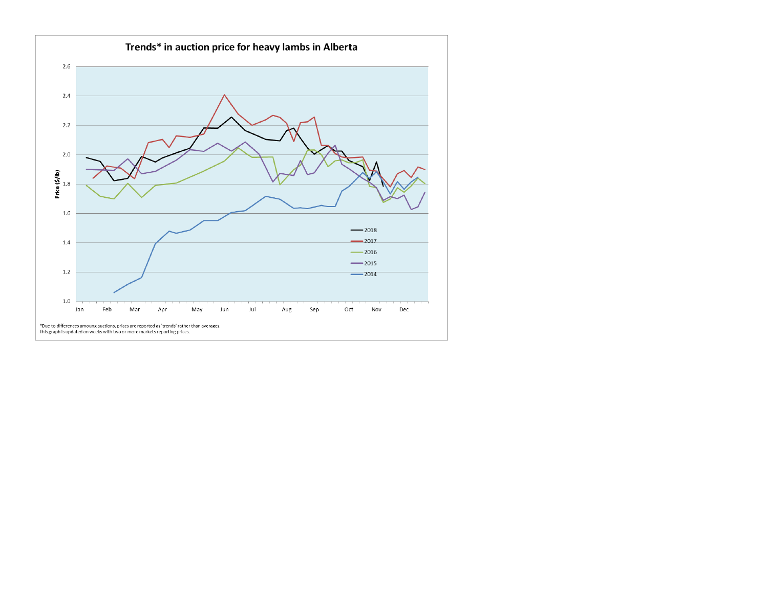# Trends* in auction price for heavy lambs in Alberta

Price ($/lb)

2.6
2.4
2.2
2.0
1.8
1.6
1.4
1.2
1.0

Jan Feb Mar Apr May Jun Jul Aug Sep Oct Nov Dec

2018
2017
2016
2015
2014

*Due to differences amoung auctions, prices are reported as 'trends' rather than averages.
This graph is updated on weeks with two or more markets reporting prices.